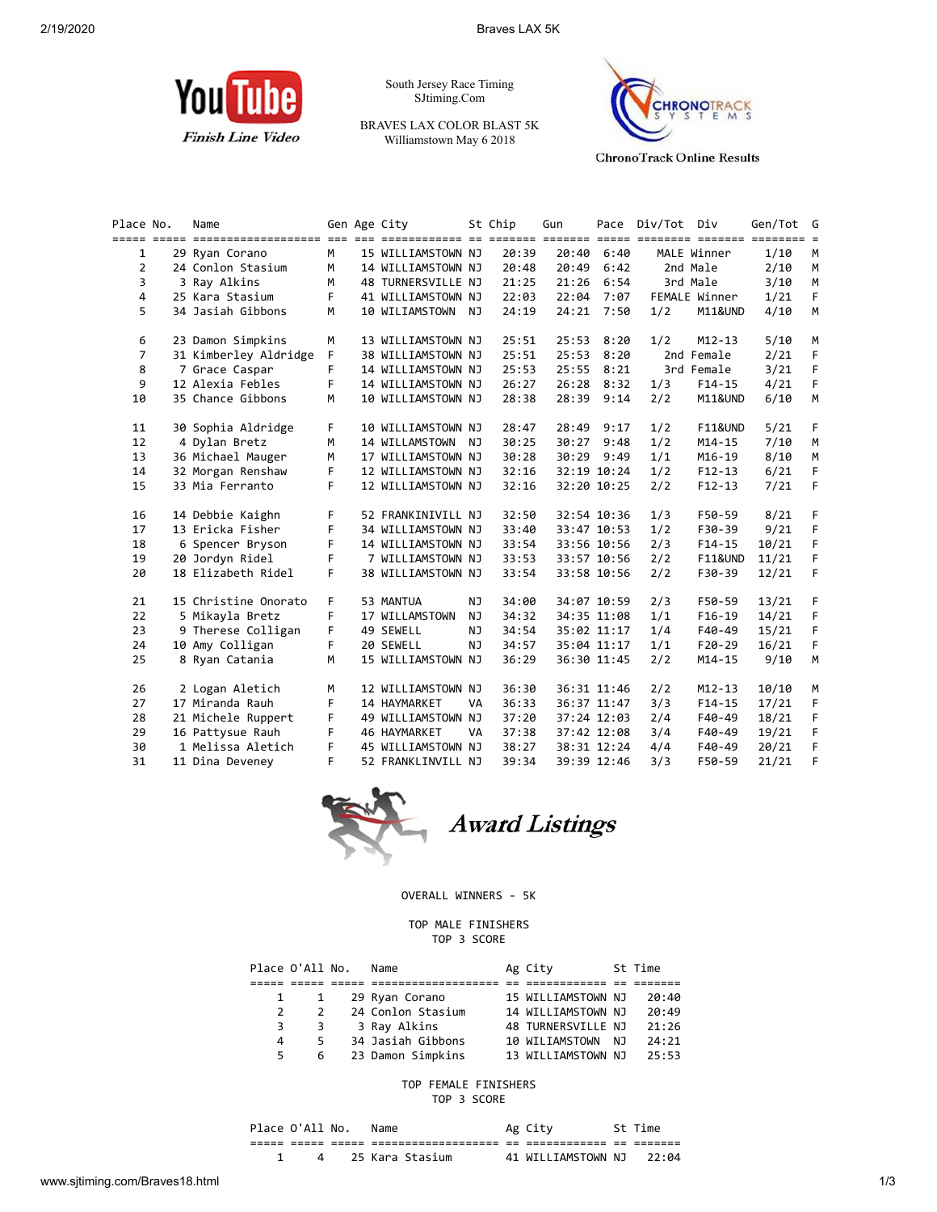South Jersey Race Timing
SJtiming.Com

BRAVES LAX COLOR BLAST 5K
Williamstown May 6 2018

YouTube Finish Line Video

ChronoTrack Online Results

| Place | No. | Name | Gen | Age | City | St | Chip | Gun | Pace | Div/Tot | Div | Gen/Tot | G |
|---|---|---|---|---|---|---|---|---|---|---|---|---|---|
| 1 | 29 | Ryan Corano | M | 15 | WILLIAMSTOWN | NJ | 20:39 | 20:40 | 6:40 | MALE | Winner | 1/10 | M |
| 2 | 24 | Conlon Stasium | M | 14 | WILLIAMSTOWN | NJ | 20:48 | 20:49 | 6:42 | 2nd | Male | 2/10 | M |
| 3 | 3 | Ray Alkins | M | 48 | TURNERSVILLE | NJ | 21:25 | 21:26 | 6:54 | 3rd | Male | 3/10 | M |
| 4 | 25 | Kara Stasium | F | 41 | WILLIAMSTOWN | NJ | 22:03 | 22:04 | 7:07 | FEMALE | Winner | 1/21 | F |
| 5 | 34 | Jasiah Gibbons | M | 10 | WILIAMSTOWN | NJ | 24:19 | 24:21 | 7:50 | 1/2 | M11&UND | 4/10 | M |
| 6 | 23 | Damon Simpkins | M | 13 | WILLIAMSTOWN | NJ | 25:51 | 25:53 | 8:20 | 1/2 | M12-13 | 5/10 | M |
| 7 | 31 | Kimberley Aldridge | F | 38 | WILLIAMSTOWN | NJ | 25:51 | 25:53 | 8:20 | 2nd | Female | 2/21 | F |
| 8 | 7 | Grace Caspar | F | 14 | WILLIAMSTOWN | NJ | 25:53 | 25:55 | 8:21 | 3rd | Female | 3/21 | F |
| 9 | 12 | Alexia Febles | F | 14 | WILLIAMSTOWN | NJ | 26:27 | 26:28 | 8:32 | 1/3 | F14-15 | 4/21 | F |
| 10 | 35 | Chance Gibbons | M | 10 | WILLIAMSTOWN | NJ | 28:38 | 28:39 | 9:14 | 2/2 | M11&UND | 6/10 | M |
| 11 | 30 | Sophia Aldridge | F | 10 | WILLIAMSTOWN | NJ | 28:47 | 28:49 | 9:17 | 1/2 | F11&UND | 5/21 | F |
| 12 | 4 | Dylan Bretz | M | 14 | WILLAMSTOWN | NJ | 30:25 | 30:27 | 9:48 | 1/2 | M14-15 | 7/10 | M |
| 13 | 36 | Michael Mauger | M | 17 | WILLIAMSTOWN | NJ | 30:28 | 30:29 | 9:49 | 1/1 | M16-19 | 8/10 | M |
| 14 | 32 | Morgan Renshaw | F | 12 | WILLIAMSTOWN | NJ | 32:16 | 32:19 | 10:24 | 1/2 | F12-13 | 6/21 | F |
| 15 | 33 | Mia Ferranto | F | 12 | WILLIAMSTOWN | NJ | 32:16 | 32:20 | 10:25 | 2/2 | F12-13 | 7/21 | F |
| 16 | 14 | Debbie Kaighn | F | 52 | FRANKINIVILL | NJ | 32:50 | 32:54 | 10:36 | 1/3 | F50-59 | 8/21 | F |
| 17 | 13 | Ericka Fisher | F | 34 | WILLIAMSTOWN | NJ | 33:40 | 33:47 | 10:53 | 1/2 | F30-39 | 9/21 | F |
| 18 | 6 | Spencer Bryson | F | 14 | WILLIAMSTOWN | NJ | 33:54 | 33:56 | 10:56 | 2/3 | F14-15 | 10/21 | F |
| 19 | 20 | Jordyn Ridel | F | 7 | WILLIAMSTOWN | NJ | 33:53 | 33:57 | 10:56 | 2/2 | F11&UND | 11/21 | F |
| 20 | 18 | Elizabeth Ridel | F | 38 | WILLIAMSTOWN | NJ | 33:54 | 33:58 | 10:56 | 2/2 | F30-39 | 12/21 | F |
| 21 | 15 | Christine Onorato | F | 53 | MANTUA | NJ | 34:00 | 34:07 | 10:59 | 2/3 | F50-59 | 13/21 | F |
| 22 | 5 | Mikayla Bretz | F | 17 | WILLAMSTOWN | NJ | 34:32 | 34:35 | 11:08 | 1/1 | F16-19 | 14/21 | F |
| 23 | 9 | Therese Colligan | F | 49 | SEWELL | NJ | 34:54 | 35:02 | 11:17 | 1/4 | F40-49 | 15/21 | F |
| 24 | 10 | Amy Colligan | F | 20 | SEWELL | NJ | 34:57 | 35:04 | 11:17 | 1/1 | F20-29 | 16/21 | F |
| 25 | 8 | Ryan Catania | M | 15 | WILLIAMSTOWN | NJ | 36:29 | 36:30 | 11:45 | 2/2 | M14-15 | 9/10 | M |
| 26 | 2 | Logan Aletich | M | 12 | WILLIAMSTOWN | NJ | 36:30 | 36:31 | 11:46 | 2/2 | M12-13 | 10/10 | M |
| 27 | 17 | Miranda Rauh | F | 14 | HAYMARKET | VA | 36:33 | 36:37 | 11:47 | 3/3 | F14-15 | 17/21 | F |
| 28 | 21 | Michele Ruppert | F | 49 | WILLIAMSTOWN | NJ | 37:20 | 37:24 | 12:03 | 2/4 | F40-49 | 18/21 | F |
| 29 | 16 | Pattysue Rauh | F | 46 | HAYMARKET | VA | 37:38 | 37:42 | 12:08 | 3/4 | F40-49 | 19/21 | F |
| 30 | 1 | Melissa Aletich | F | 45 | WILLIAMSTOWN | NJ | 38:27 | 38:31 | 12:24 | 4/4 | F40-49 | 20/21 | F |
| 31 | 11 | Dina Deveney | F | 52 | FRANKLINVILL | NJ | 39:34 | 39:39 | 12:46 | 3/3 | F50-59 | 21/21 | F |

## Award Listings

OVERALL WINNERS - 5K

TOP MALE FINISHERS
TOP 3 SCORE

| Place | O'All | No. | Name | Ag | City | St | Time |
|---|---|---|---|---|---|---|---|
| 1 | 1 | 29 | Ryan Corano | 15 | WILLIAMSTOWN | NJ | 20:40 |
| 2 | 2 | 24 | Conlon Stasium | 14 | WILLIAMSTOWN | NJ | 20:49 |
| 3 | 3 | 3 | Ray Alkins | 48 | TURNERSVILLE | NJ | 21:26 |
| 4 | 5 | 34 | Jasiah Gibbons | 10 | WILIAMSTOWN | NJ | 24:21 |
| 5 | 6 | 23 | Damon Simpkins | 13 | WILLIAMSTOWN | NJ | 25:53 |

TOP FEMALE FINISHERS
TOP 3 SCORE

| Place | O'All | No. | Name | Ag | City | St | Time |
|---|---|---|---|---|---|---|---|
| 1 | 4 | 25 | Kara Stasium | 41 | WILLIAMSTOWN | NJ | 22:04 |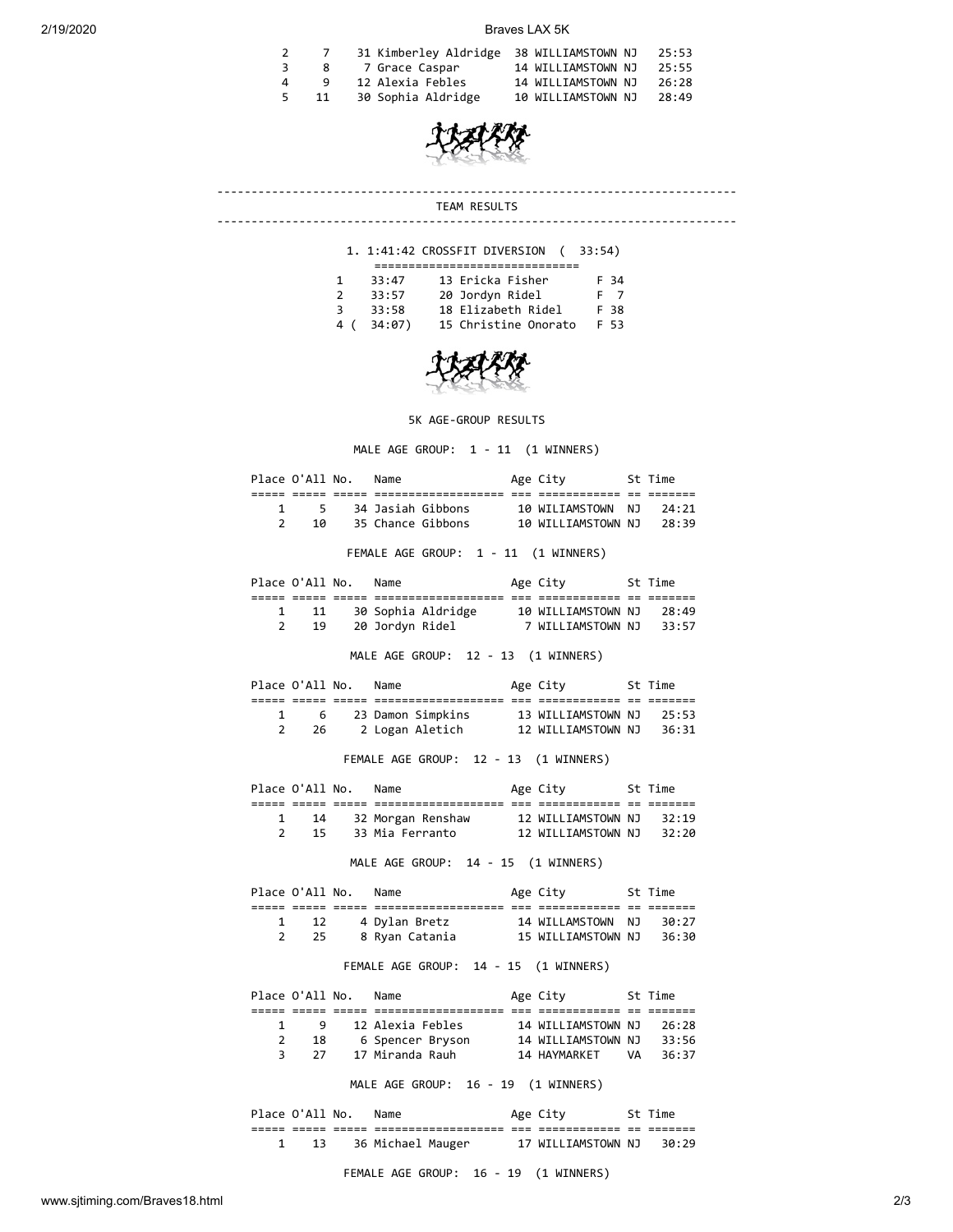| Place | O'All | No. | Name | Age | City | St | Time |
|---|---|---|---|---|---|---|---|
| 2 | 7 | 31 | Kimberley Aldridge | 38 | WILLIAMSTOWN | NJ | 25:53 |
| 3 | 8 | 7 | Grace Caspar | 14 | WILLIAMSTOWN | NJ | 25:55 |
| 4 | 9 | 12 | Alexia Febles | 14 | WILLIAMSTOWN | NJ | 26:28 |
| 5 | 11 | 30 | Sophia Aldridge | 10 | WILLIAMSTOWN | NJ | 28:49 |

## TEAM RESULTS

1. 1:41:42 CROSSFIT DIVERSION ( 33:54)

| | Time | No. | Name | Sex | Age |
|---|---|---|---|---|---|
| 1 | 33:47 | 13 | Ericka Fisher | F | 34 |
| 2 | 33:57 | 20 | Jordyn Ridel | F | 7 |
| 3 | 33:58 | 18 | Elizabeth Ridel | F | 38 |
| 4 | ( 34:07) | 15 | Christine Onorato | F | 53 |

## 5K AGE-GROUP RESULTS

### MALE AGE GROUP: 1 - 11 (1 WINNERS)

| Place | O'All | No. | Name | Age | City | St | Time |
|---|---|---|---|---|---|---|---|
| 1 | 5 | 34 | Jasiah Gibbons | 10 | WILIAMSTOWN | NJ | 24:21 |
| 2 | 10 | 35 | Chance Gibbons | 10 | WILLIAMSTOWN | NJ | 28:39 |

### FEMALE AGE GROUP: 1 - 11 (1 WINNERS)

| Place | O'All | No. | Name | Age | City | St | Time |
|---|---|---|---|---|---|---|---|
| 1 | 11 | 30 | Sophia Aldridge | 10 | WILLIAMSTOWN | NJ | 28:49 |
| 2 | 19 | 20 | Jordyn Ridel | 7 | WILLIAMSTOWN | NJ | 33:57 |

### MALE AGE GROUP: 12 - 13 (1 WINNERS)

| Place | O'All | No. | Name | Age | City | St | Time |
|---|---|---|---|---|---|---|---|
| 1 | 6 | 23 | Damon Simpkins | 13 | WILLIAMSTOWN | NJ | 25:53 |
| 2 | 26 | 2 | Logan Aletich | 12 | WILLIAMSTOWN | NJ | 36:31 |

### FEMALE AGE GROUP: 12 - 13 (1 WINNERS)

| Place | O'All | No. | Name | Age | City | St | Time |
|---|---|---|---|---|---|---|---|
| 1 | 14 | 32 | Morgan Renshaw | 12 | WILLIAMSTOWN | NJ | 32:19 |
| 2 | 15 | 33 | Mia Ferranto | 12 | WILLIAMSTOWN | NJ | 32:20 |

### MALE AGE GROUP: 14 - 15 (1 WINNERS)

| Place | O'All | No. | Name | Age | City | St | Time |
|---|---|---|---|---|---|---|---|
| 1 | 12 | 4 | Dylan Bretz | 14 | WILLAMSTOWN | NJ | 30:27 |
| 2 | 25 | 8 | Ryan Catania | 15 | WILLIAMSTOWN | NJ | 36:30 |

### FEMALE AGE GROUP: 14 - 15 (1 WINNERS)

| Place | O'All | No. | Name | Age | City | St | Time |
|---|---|---|---|---|---|---|---|
| 1 | 9 | 12 | Alexia Febles | 14 | WILLIAMSTOWN | NJ | 26:28 |
| 2 | 18 | 6 | Spencer Bryson | 14 | WILLIAMSTOWN | NJ | 33:56 |
| 3 | 27 | 17 | Miranda Rauh | 14 | HAYMARKET | VA | 36:37 |

### MALE AGE GROUP: 16 - 19 (1 WINNERS)

| Place | O'All | No. | Name | Age | City | St | Time |
|---|---|---|---|---|---|---|---|
| 1 | 13 | 36 | Michael Mauger | 17 | WILLIAMSTOWN | NJ | 30:29 |

### FEMALE AGE GROUP: 16 - 19 (1 WINNERS)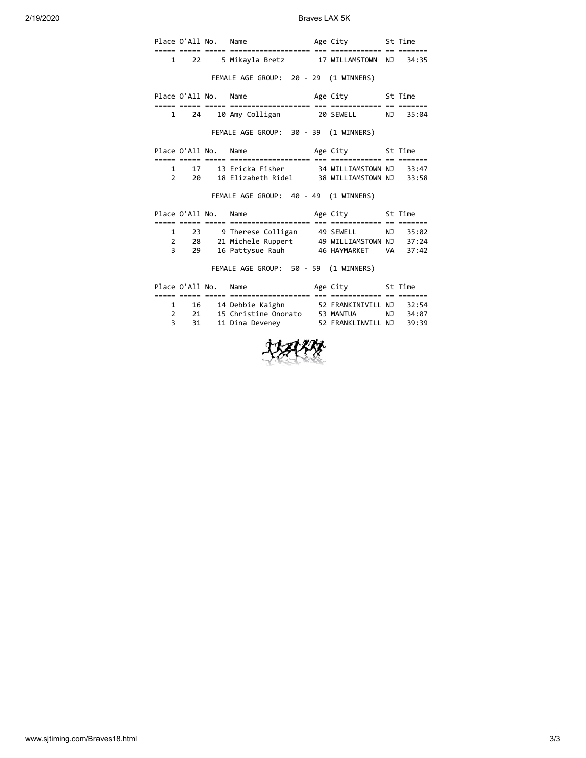| Place | O'All | No. | Name | Age | City | St | Time |
|---|---|---|---|---|---|---|---|
| 1 | 22 | 5 | Mikayla Bretz | 17 | WILLAMSTOWN | NJ | 34:35 |

FEMALE AGE GROUP: 20 - 29 (1 WINNERS)

| Place | O'All | No. | Name | Age | City | St | Time |
|---|---|---|---|---|---|---|---|
| 1 | 24 | 10 | Amy Colligan | 20 | SEWELL | NJ | 35:04 |

FEMALE AGE GROUP: 30 - 39 (1 WINNERS)

| Place | O'All | No. | Name | Age | City | St | Time |
|---|---|---|---|---|---|---|---|
| 1 | 17 | 13 | Ericka Fisher | 34 | WILLIAMSTOWN | NJ | 33:47 |
| 2 | 20 | 18 | Elizabeth Ridel | 38 | WILLIAMSTOWN | NJ | 33:58 |

FEMALE AGE GROUP: 40 - 49 (1 WINNERS)

| Place | O'All | No. | Name | Age | City | St | Time |
|---|---|---|---|---|---|---|---|
| 1 | 23 | 9 | Therese Colligan | 49 | SEWELL | NJ | 35:02 |
| 2 | 28 | 21 | Michele Ruppert | 49 | WILLIAMSTOWN | NJ | 37:24 |
| 3 | 29 | 16 | Pattysue Rauh | 46 | HAYMARKET | VA | 37:42 |

FEMALE AGE GROUP: 50 - 59 (1 WINNERS)

| Place | O'All | No. | Name | Age | City | St | Time |
|---|---|---|---|---|---|---|---|
| 1 | 16 | 14 | Debbie Kaighn | 52 | FRANKINIVILL | NJ | 32:54 |
| 2 | 21 | 15 | Christine Onorato | 53 | MANTUA | NJ | 34:07 |
| 3 | 31 | 11 | Dina Deveney | 52 | FRANKLINVILL | NJ | 39:39 |